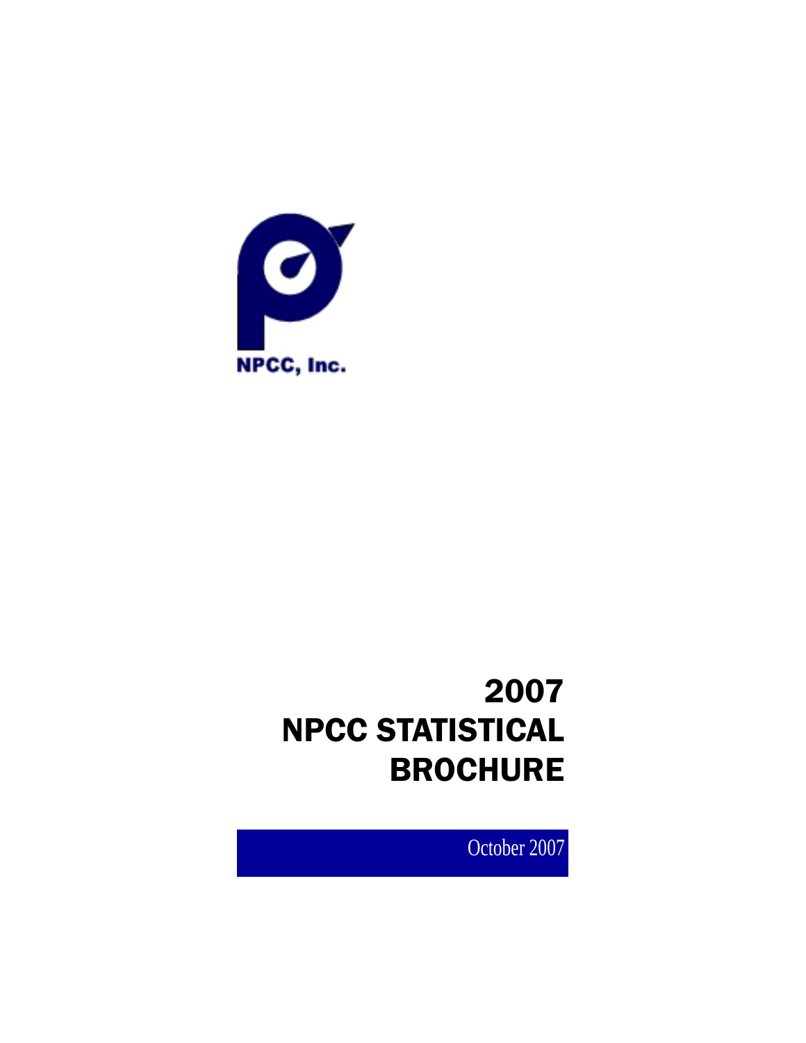NPCC, Inc.

# 2007 NPCC STATISTICAL BROCHURE

October 2007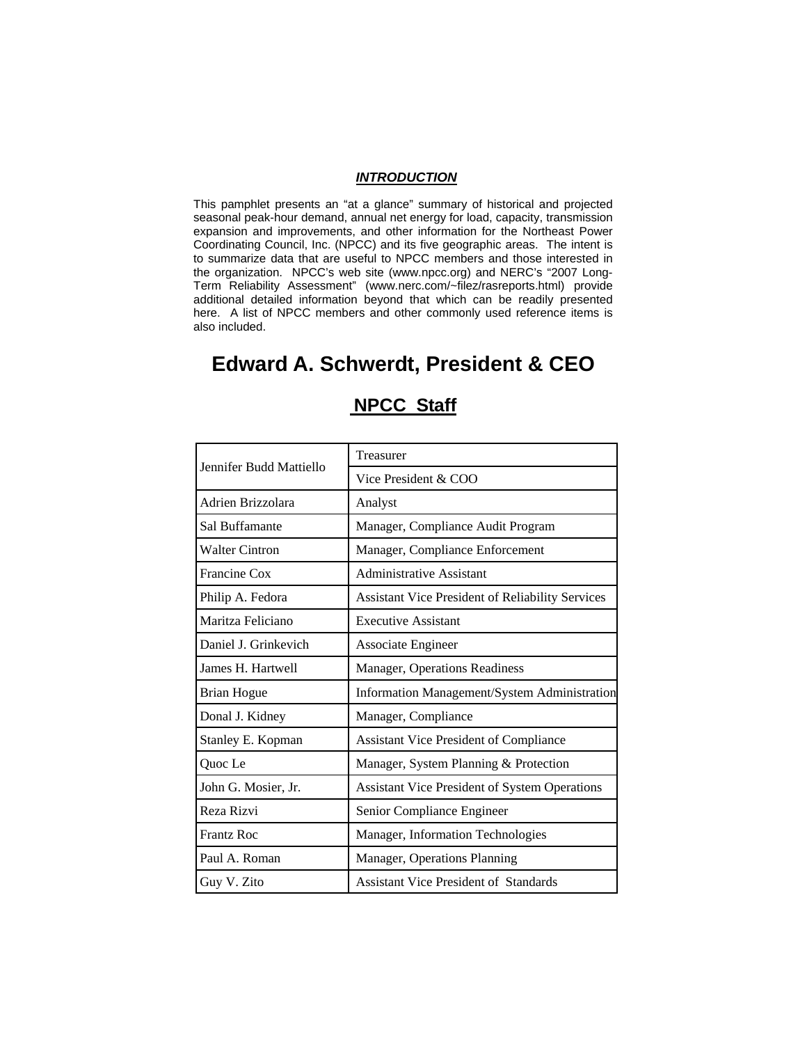## *INTRODUCTION*

This pamphlet presents an "at a glance" summary of historical and projected seasonal peak-hour demand, annual net energy for load, capacity, transmission expansion and improvements, and other information for the Northeast Power Coordinating Council, Inc. (NPCC) and its five geographic areas. The intent is to summarize data that are useful to NPCC members and those interested in the organization. NPCC's web site (www.npcc.org) and NERC's "2007 Long-Term Reliability Assessment" (www.nerc.com/~filez/rasreports.html) provide additional detailed information beyond that which can be readily presented here. A list of NPCC members and other commonly used reference items is also included.

# Edward A. Schwerdt, President & CEO

## NPCC Staff

| Name | Title |
|---|---|
| Jennifer Budd Mattiello | Treasurer |
| | Vice President & COO |
| Adrien Brizzolara | Analyst |
| Sal Buffamante | Manager, Compliance Audit Program |
| Walter Cintron | Manager, Compliance Enforcement |
| Francine Cox | Administrative Assistant |
| Philip A. Fedora | Assistant Vice President of Reliability Services |
| Maritza Feliciano | Executive Assistant |
| Daniel J. Grinkevich | Associate Engineer |
| James H. Hartwell | Manager, Operations Readiness |
| Brian Hogue | Information Management/System Administration |
| Donal J. Kidney | Manager, Compliance |
| Stanley E. Kopman | Assistant Vice President of Compliance |
| Quoc Le | Manager, System Planning & Protection |
| John G. Mosier, Jr. | Assistant Vice President of System Operations |
| Reza Rizvi | Senior Compliance Engineer |
| Frantz Roc | Manager, Information Technologies |
| Paul A. Roman | Manager, Operations Planning |
| Guy V. Zito | Assistant Vice President of Standards |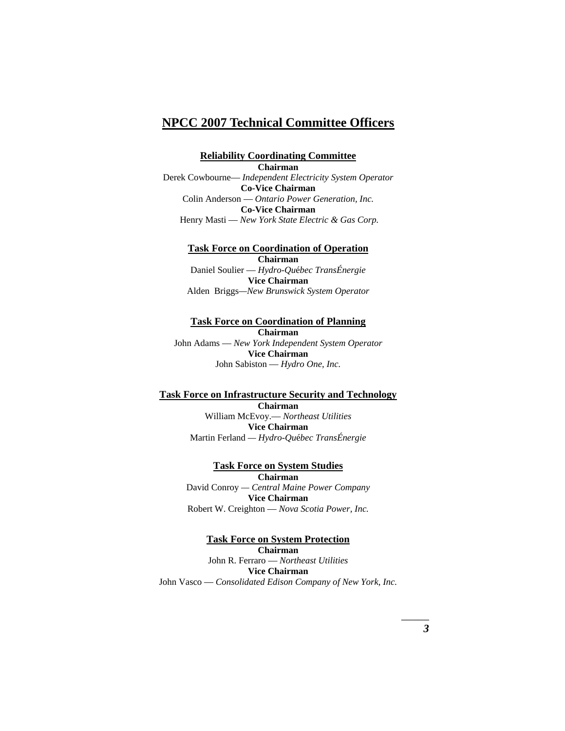# NPCC 2007 Technical Committee Officers

**Reliability Coordinating Committee**

**Chairman**
Derek Cowbourne— *Independent Electricity System Operator*

**Co-Vice Chairman**
Colin Anderson — *Ontario Power Generation, Inc.*

**Co-Vice Chairman**
Henry Masti — *New York State Electric & Gas Corp.*

**Task Force on Coordination of Operation**

**Chairman**
Daniel Soulier — *Hydro-Québec TransÉnergie*

**Vice Chairman**
Alden Briggs—*New Brunswick System Operator*

**Task Force on Coordination of Planning**

**Chairman**
John Adams — *New York Independent System Operator*

**Vice Chairman**
John Sabiston — *Hydro One, Inc.*

**Task Force on Infrastructure Security and Technology**

**Chairman**
William McEvoy.— *Northeast Utilities*

**Vice Chairman**
Martin Ferland — *Hydro-Québec TransÉnergie*

**Task Force on System Studies**

**Chairman**
David Conroy — *Central Maine Power Company*

**Vice Chairman**
Robert W. Creighton — *Nova Scotia Power, Inc.*

**Task Force on System Protection**

**Chairman**
John R. Ferraro — *Northeast Utilities*

**Vice Chairman**
John Vasco — *Consolidated Edison Company of New York, Inc.*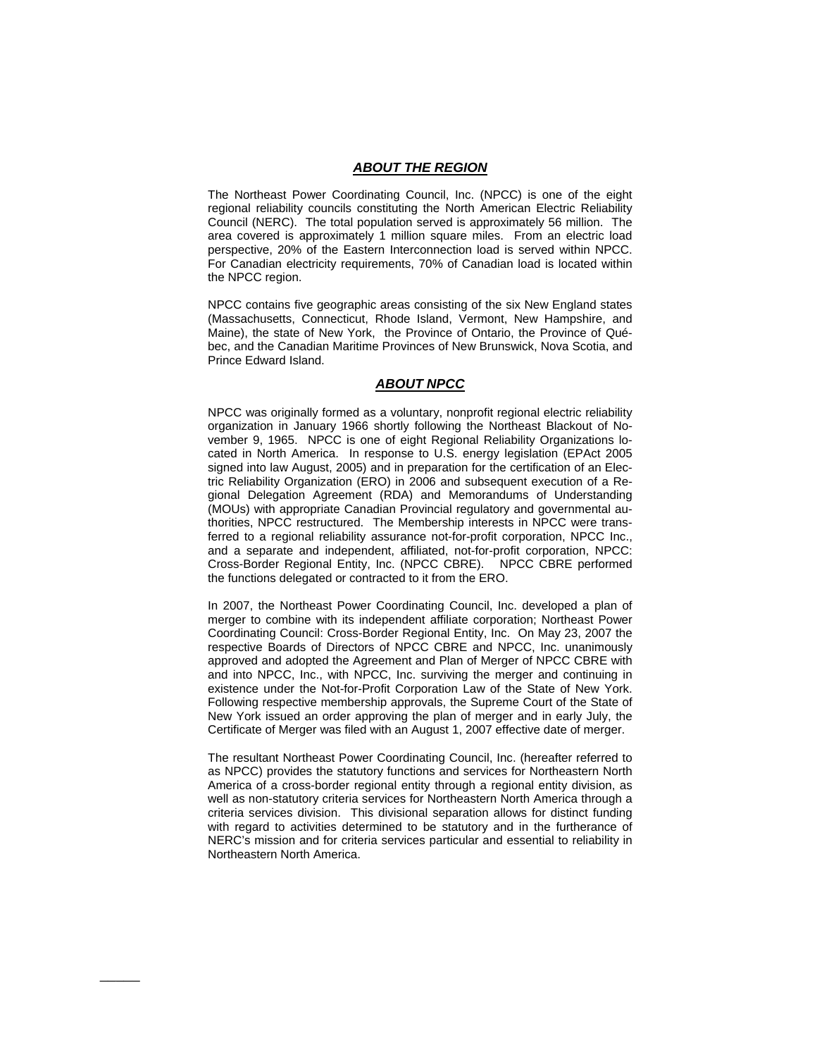## *ABOUT THE REGION*

The Northeast Power Coordinating Council, Inc. (NPCC) is one of the eight regional reliability councils constituting the North American Electric Reliability Council (NERC). The total population served is approximately 56 million. The area covered is approximately 1 million square miles. From an electric load perspective, 20% of the Eastern Interconnection load is served within NPCC. For Canadian electricity requirements, 70% of Canadian load is located within the NPCC region.

NPCC contains five geographic areas consisting of the six New England states (Massachusetts, Connecticut, Rhode Island, Vermont, New Hampshire, and Maine), the state of New York, the Province of Ontario, the Province of Québec, and the Canadian Maritime Provinces of New Brunswick, Nova Scotia, and Prince Edward Island.

## *ABOUT NPCC*

NPCC was originally formed as a voluntary, nonprofit regional electric reliability organization in January 1966 shortly following the Northeast Blackout of November 9, 1965. NPCC is one of eight Regional Reliability Organizations located in North America. In response to U.S. energy legislation (EPAct 2005 signed into law August, 2005) and in preparation for the certification of an Electric Reliability Organization (ERO) in 2006 and subsequent execution of a Regional Delegation Agreement (RDA) and Memorandums of Understanding (MOUs) with appropriate Canadian Provincial regulatory and governmental authorities, NPCC restructured. The Membership interests in NPCC were transferred to a regional reliability assurance not-for-profit corporation, NPCC Inc., and a separate and independent, affiliated, not-for-profit corporation, NPCC: Cross-Border Regional Entity, Inc. (NPCC CBRE). NPCC CBRE performed the functions delegated or contracted to it from the ERO.

In 2007, the Northeast Power Coordinating Council, Inc. developed a plan of merger to combine with its independent affiliate corporation; Northeast Power Coordinating Council: Cross-Border Regional Entity, Inc. On May 23, 2007 the respective Boards of Directors of NPCC CBRE and NPCC, Inc. unanimously approved and adopted the Agreement and Plan of Merger of NPCC CBRE with and into NPCC, Inc., with NPCC, Inc. surviving the merger and continuing in existence under the Not-for-Profit Corporation Law of the State of New York. Following respective membership approvals, the Supreme Court of the State of New York issued an order approving the plan of merger and in early July, the Certificate of Merger was filed with an August 1, 2007 effective date of merger.

The resultant Northeast Power Coordinating Council, Inc. (hereafter referred to as NPCC) provides the statutory functions and services for Northeastern North America of a cross-border regional entity through a regional entity division, as well as non-statutory criteria services for Northeastern North America through a criteria services division. This divisional separation allows for distinct funding with regard to activities determined to be statutory and in the furtherance of NERC's mission and for criteria services particular and essential to reliability in Northeastern North America.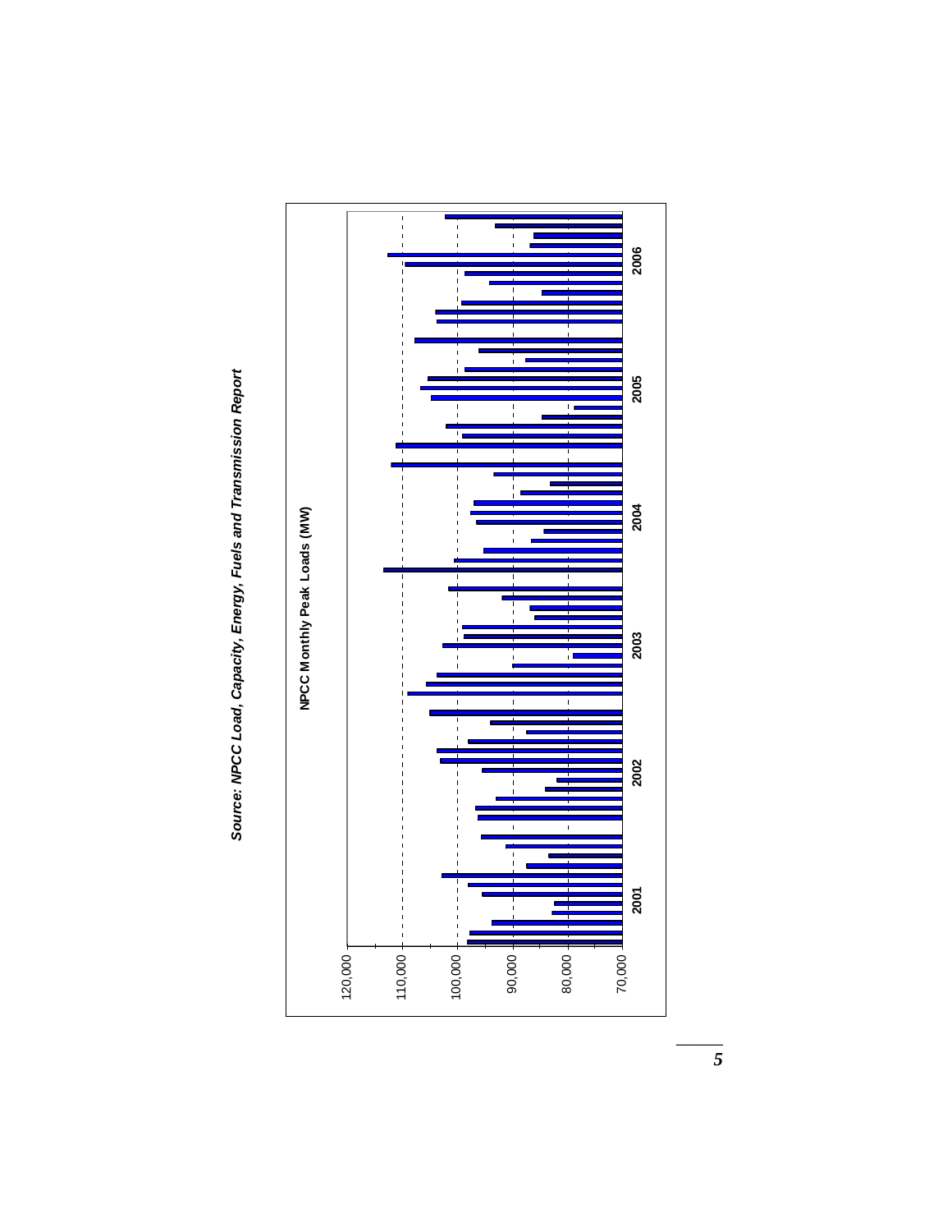*Source: NPCC Load, Capacity, Energy, Fuels and Transmission Report*

**NPCC Monthly Peak Loads (MW)**

120,000
110,000
100,000
90,000
80,000
70,000

2001 2002 2003 2004 2005 2006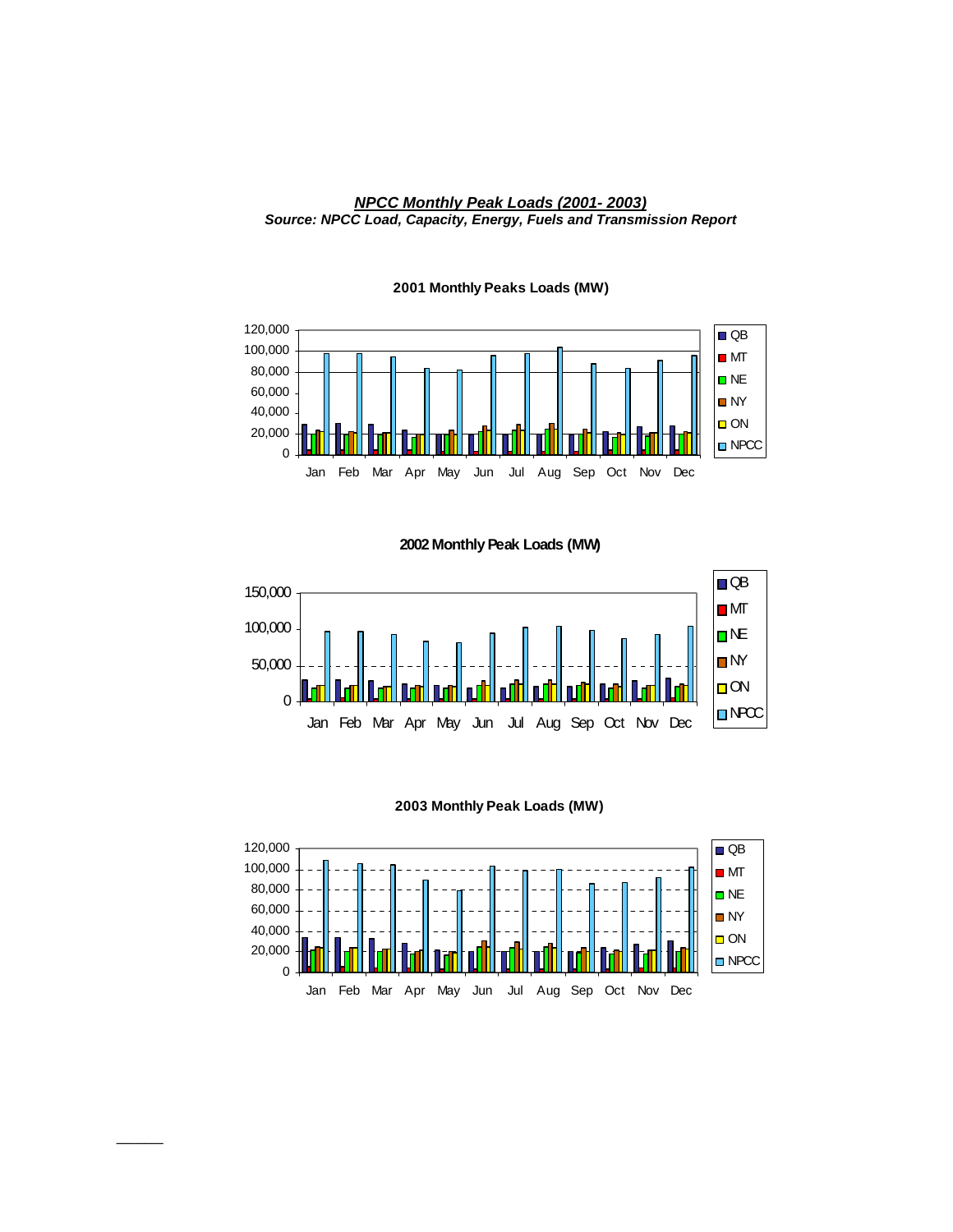***NPCC Monthly Peak Loads (2001- 2003)***

***Source: NPCC Load, Capacity, Energy, Fuels and Transmission Report***

**2001 Monthly Peaks Loads (MW)**

**2002 Monthly Peak Loads (MW)**

**2003 Monthly Peak Loads (MW)**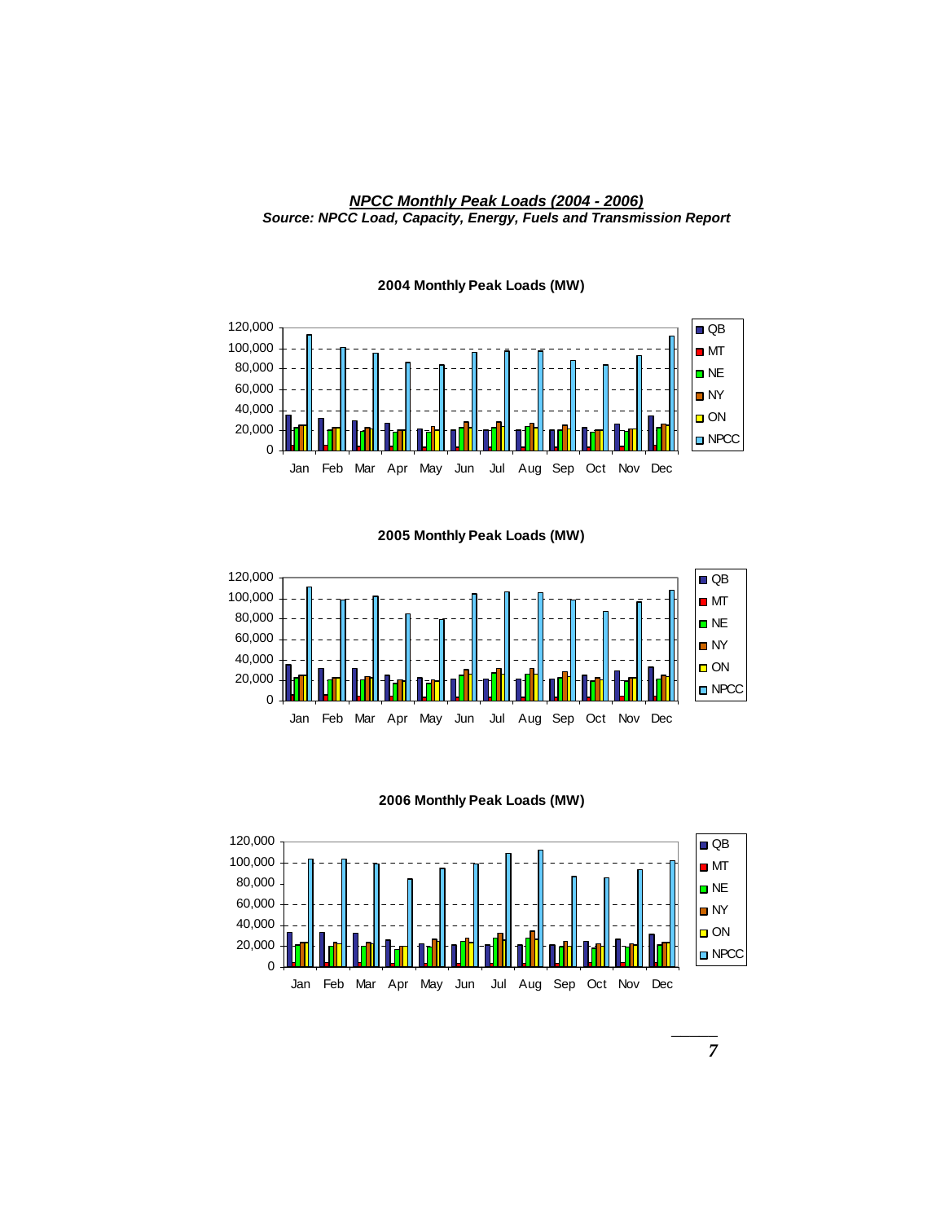***NPCC Monthly Peak Loads (2004 - 2006)***

***Source: NPCC Load, Capacity, Energy, Fuels and Transmission Report***

**2004 Monthly Peak Loads (MW)**

**2005 Monthly Peak Loads (MW)**

**2006 Monthly Peak Loads (MW)**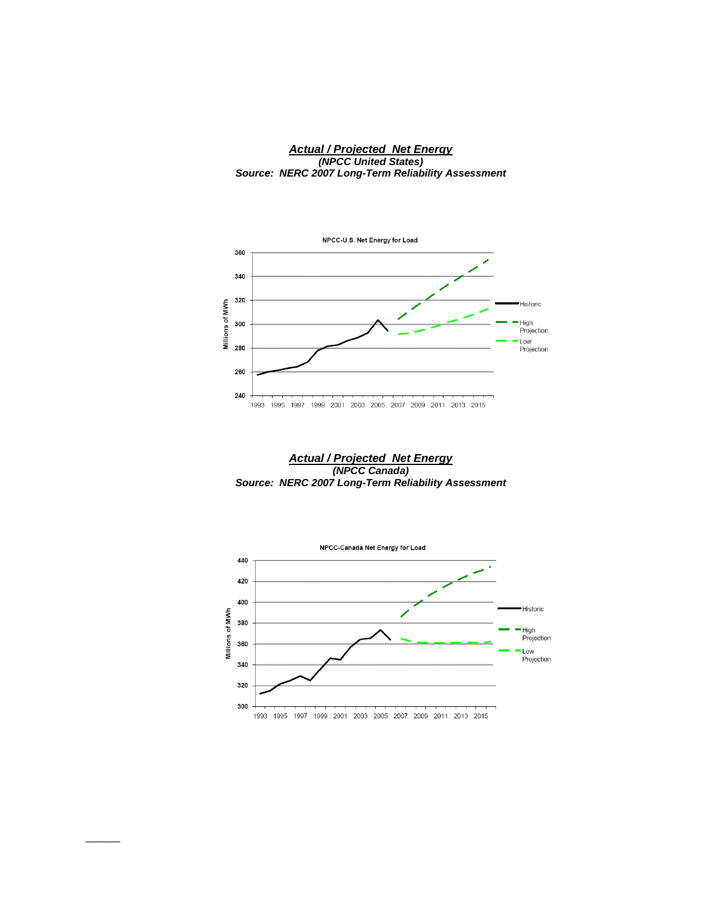***Actual / Projected  Net Energy***
***(NPCC United States)***
***Source:  NERC 2007 Long-Term Reliability Assessment***

NPCC-U.S. Net Energy for Load

***Actual / Projected  Net Energy***
***(NPCC Canada)***
***Source:  NERC 2007 Long-Term Reliability Assessment***

NPCC-Canada Net Energy for Load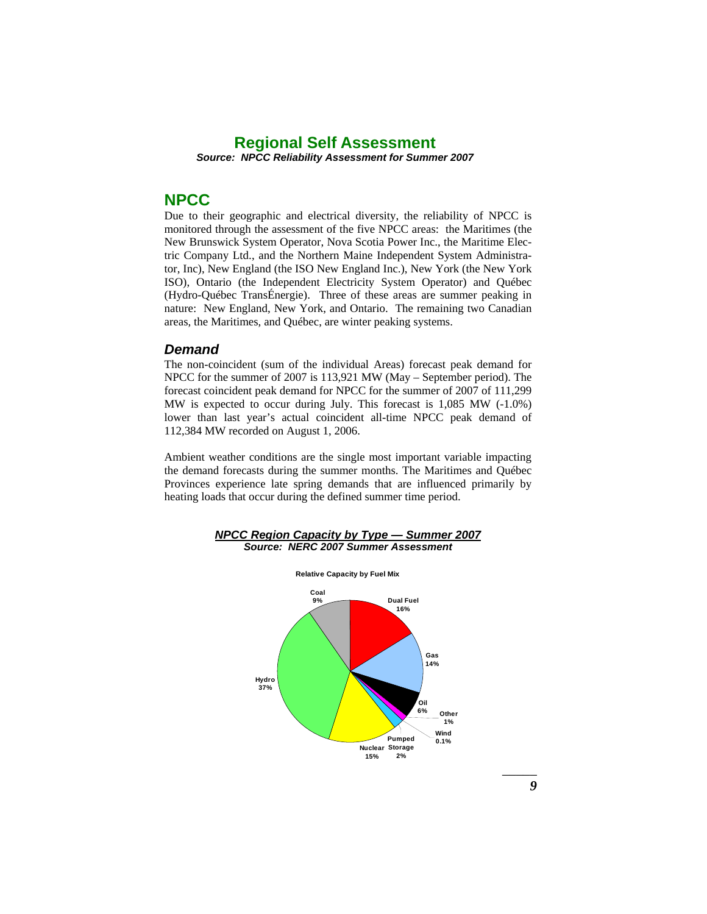# Regional Self Assessment

***Source: NPCC Reliability Assessment for Summer 2007***

## NPCC

Due to their geographic and electrical diversity, the reliability of NPCC is monitored through the assessment of the five NPCC areas: the Maritimes (the New Brunswick System Operator, Nova Scotia Power Inc., the Maritime Electric Company Ltd., and the Northern Maine Independent System Administrator, Inc), New England (the ISO New England Inc.), New York (the New York ISO), Ontario (the Independent Electricity System Operator) and Québec (Hydro-Québec TransÉnergie). Three of these areas are summer peaking in nature: New England, New York, and Ontario. The remaining two Canadian areas, the Maritimes, and Québec, are winter peaking systems.

### *Demand*

The non-coincident (sum of the individual Areas) forecast peak demand for NPCC for the summer of 2007 is 113,921 MW (May – September period). The forecast coincident peak demand for NPCC for the summer of 2007 of 111,299 MW is expected to occur during July. This forecast is 1,085 MW (-1.0%) lower than last year's actual coincident all-time NPCC peak demand of 112,384 MW recorded on August 1, 2006.

Ambient weather conditions are the single most important variable impacting the demand forecasts during the summer months. The Maritimes and Québec Provinces experience late spring demands that are influenced primarily by heating loads that occur during the defined summer time period.

***NPCC Region Capacity by Type — Summer 2007***

***Source: NERC 2007 Summer Assessment***

**Relative Capacity by Fuel Mix**

| Fuel Type | Share |
|---|---|
| Coal | 9% |
| Dual Fuel | 16% |
| Gas | 14% |
| Oil | 6% |
| Other | 1% |
| Wind | 0.1% |
| Pumped Storage | 2% |
| Nuclear | 15% |
| Hydro | 37% |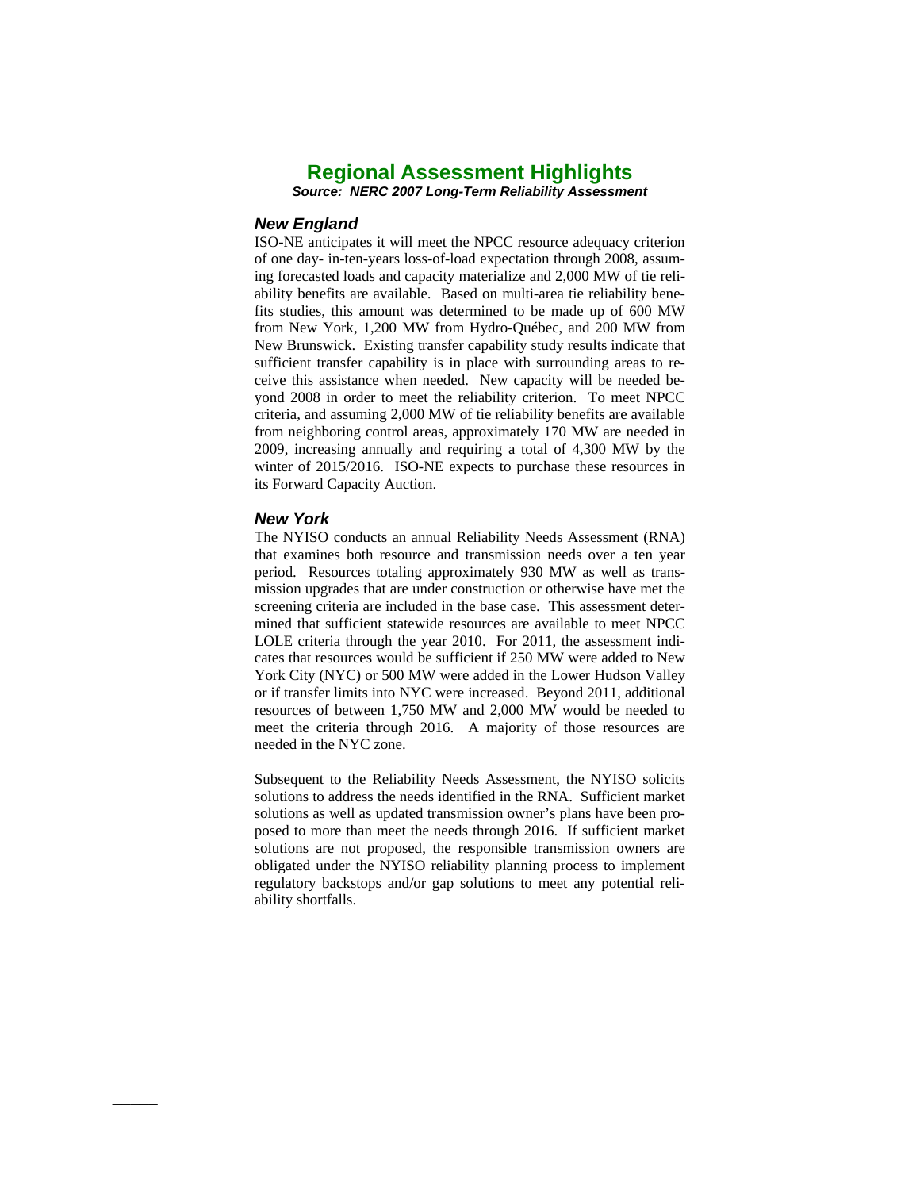## Regional Assessment Highlights

***Source: NERC 2007 Long-Term Reliability Assessment***

### *New England*

ISO-NE anticipates it will meet the NPCC resource adequacy criterion of one day- in-ten-years loss-of-load expectation through 2008, assuming forecasted loads and capacity materialize and 2,000 MW of tie reliability benefits are available. Based on multi-area tie reliability benefits studies, this amount was determined to be made up of 600 MW from New York, 1,200 MW from Hydro-Québec, and 200 MW from New Brunswick. Existing transfer capability study results indicate that sufficient transfer capability is in place with surrounding areas to receive this assistance when needed. New capacity will be needed beyond 2008 in order to meet the reliability criterion. To meet NPCC criteria, and assuming 2,000 MW of tie reliability benefits are available from neighboring control areas, approximately 170 MW are needed in 2009, increasing annually and requiring a total of 4,300 MW by the winter of 2015/2016. ISO-NE expects to purchase these resources in its Forward Capacity Auction.

### *New York*

The NYISO conducts an annual Reliability Needs Assessment (RNA) that examines both resource and transmission needs over a ten year period. Resources totaling approximately 930 MW as well as transmission upgrades that are under construction or otherwise have met the screening criteria are included in the base case. This assessment determined that sufficient statewide resources are available to meet NPCC LOLE criteria through the year 2010. For 2011, the assessment indicates that resources would be sufficient if 250 MW were added to New York City (NYC) or 500 MW were added in the Lower Hudson Valley or if transfer limits into NYC were increased. Beyond 2011, additional resources of between 1,750 MW and 2,000 MW would be needed to meet the criteria through 2016. A majority of those resources are needed in the NYC zone.

Subsequent to the Reliability Needs Assessment, the NYISO solicits solutions to address the needs identified in the RNA. Sufficient market solutions as well as updated transmission owner's plans have been proposed to more than meet the needs through 2016. If sufficient market solutions are not proposed, the responsible transmission owners are obligated under the NYISO reliability planning process to implement regulatory backstops and/or gap solutions to meet any potential reliability shortfalls.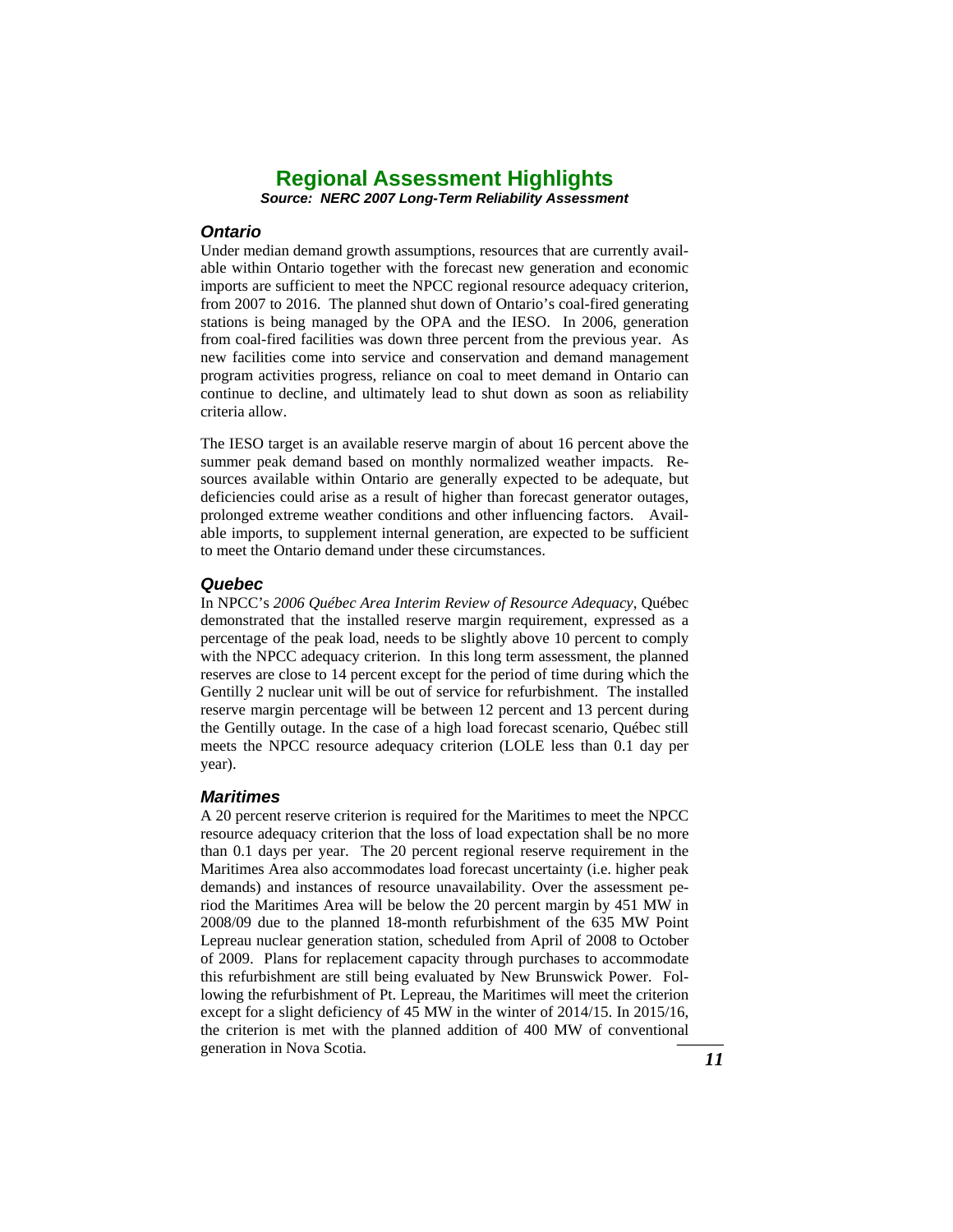# Regional Assessment Highlights

***Source: NERC 2007 Long-Term Reliability Assessment***

### *Ontario*

Under median demand growth assumptions, resources that are currently available within Ontario together with the forecast new generation and economic imports are sufficient to meet the NPCC regional resource adequacy criterion, from 2007 to 2016. The planned shut down of Ontario's coal-fired generating stations is being managed by the OPA and the IESO. In 2006, generation from coal-fired facilities was down three percent from the previous year. As new facilities come into service and conservation and demand management program activities progress, reliance on coal to meet demand in Ontario can continue to decline, and ultimately lead to shut down as soon as reliability criteria allow.

The IESO target is an available reserve margin of about 16 percent above the summer peak demand based on monthly normalized weather impacts. Resources available within Ontario are generally expected to be adequate, but deficiencies could arise as a result of higher than forecast generator outages, prolonged extreme weather conditions and other influencing factors. Available imports, to supplement internal generation, are expected to be sufficient to meet the Ontario demand under these circumstances.

### *Quebec*

In NPCC's *2006 Québec Area Interim Review of Resource Adequacy*, Québec demonstrated that the installed reserve margin requirement, expressed as a percentage of the peak load, needs to be slightly above 10 percent to comply with the NPCC adequacy criterion. In this long term assessment, the planned reserves are close to 14 percent except for the period of time during which the Gentilly 2 nuclear unit will be out of service for refurbishment. The installed reserve margin percentage will be between 12 percent and 13 percent during the Gentilly outage. In the case of a high load forecast scenario, Québec still meets the NPCC resource adequacy criterion (LOLE less than 0.1 day per year).

### *Maritimes*

A 20 percent reserve criterion is required for the Maritimes to meet the NPCC resource adequacy criterion that the loss of load expectation shall be no more than 0.1 days per year. The 20 percent regional reserve requirement in the Maritimes Area also accommodates load forecast uncertainty (i.e. higher peak demands) and instances of resource unavailability. Over the assessment period the Maritimes Area will be below the 20 percent margin by 451 MW in 2008/09 due to the planned 18-month refurbishment of the 635 MW Point Lepreau nuclear generation station, scheduled from April of 2008 to October of 2009. Plans for replacement capacity through purchases to accommodate this refurbishment are still being evaluated by New Brunswick Power. Following the refurbishment of Pt. Lepreau, the Maritimes will meet the criterion except for a slight deficiency of 45 MW in the winter of 2014/15. In 2015/16, the criterion is met with the planned addition of 400 MW of conventional generation in Nova Scotia.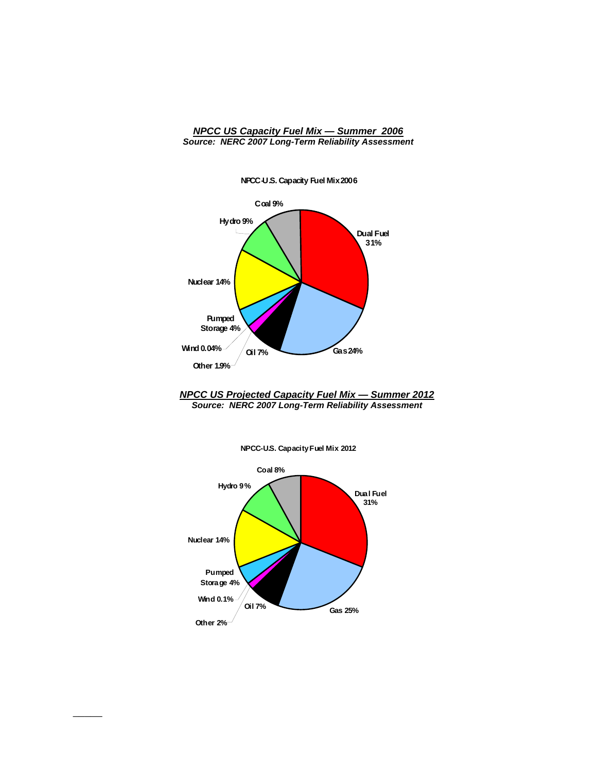***NPCC US Capacity Fuel Mix — Summer 2006***
***Source: NERC 2007 Long-Term Reliability Assessment***

**NPCC-U.S. Capacity Fuel Mix 2006**

| Fuel | Share |
|---|---|
| Dual Fuel | 31% |
| Gas | 24% |
| Oil | 7% |
| Other | 1.9% |
| Wind | 0.04% |
| Pumped Storage | 4% |
| Nuclear | 14% |
| Hydro | 9% |
| Coal | 9% |

***NPCC US Projected Capacity Fuel Mix — Summer 2012***
***Source: NERC 2007 Long-Term Reliability Assessment***

**NPCC-U.S. Capacity Fuel Mix 2012**

| Fuel | Share |
|---|---|
| Dual Fuel | 31% |
| Gas | 25% |
| Oil | 7% |
| Other | 2% |
| Wind | 0.1% |
| Pumped Storage | 4% |
| Nuclear | 14% |
| Hydro | 9% |
| Coal | 8% |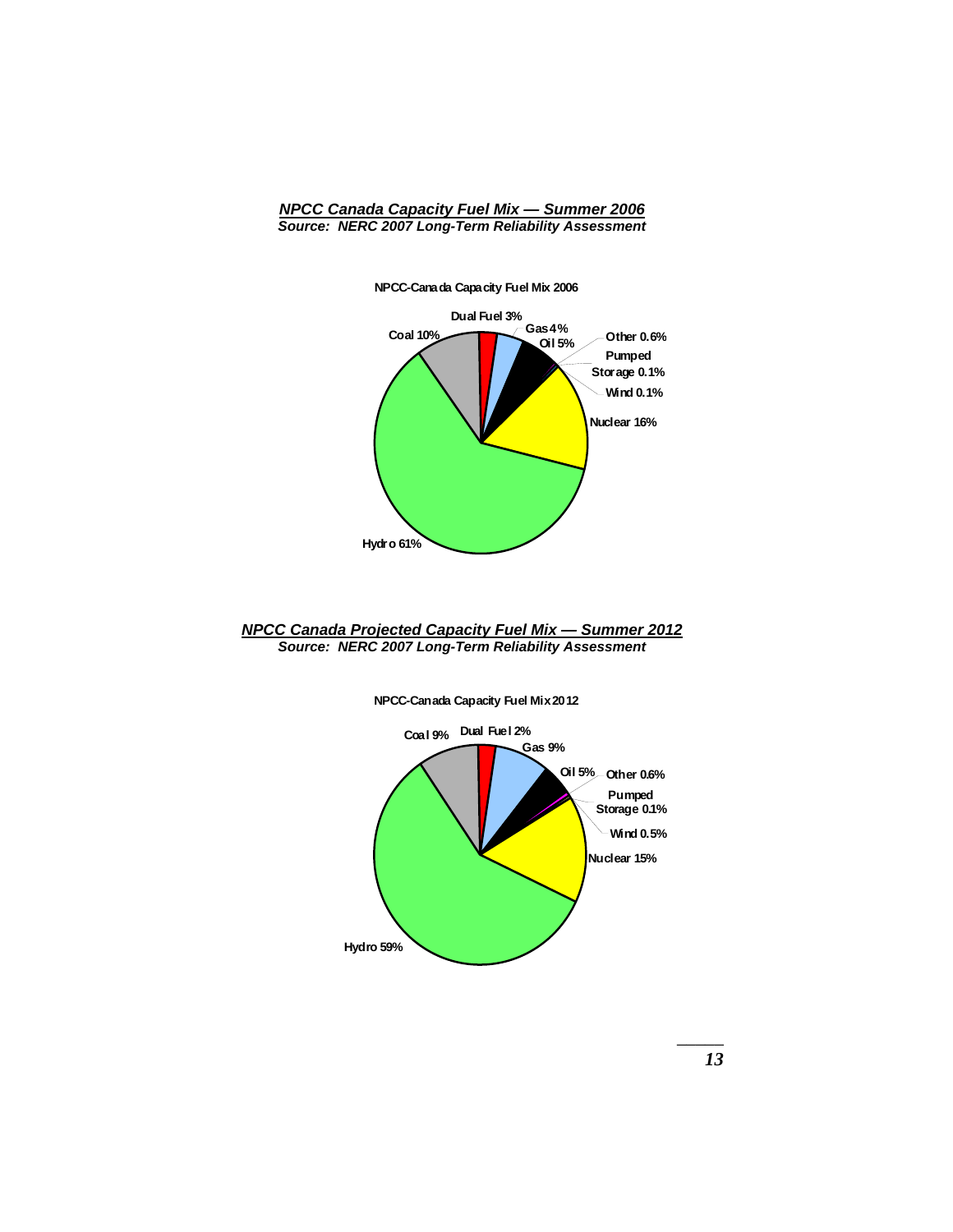***NPCC Canada Capacity Fuel Mix — Summer 2006***

***Source: NERC 2007 Long-Term Reliability Assessment***

**NPCC-Canada Capacity Fuel Mix 2006**

| Fuel | Share |
|---|---|
| Hydro | 61% |
| Nuclear | 16% |
| Coal | 10% |
| Oil | 5% |
| Gas | 4% |
| Dual Fuel | 3% |
| Other | 0.6% |
| Pumped Storage | 0.1% |
| Wind | 0.1% |

***NPCC Canada Projected Capacity Fuel Mix — Summer 2012***

***Source: NERC 2007 Long-Term Reliability Assessment***

**NPCC-Canada Capacity Fuel Mix 2012**

| Fuel | Share |
|---|---|
| Hydro | 59% |
| Nuclear | 15% |
| Coal | 9% |
| Gas | 9% |
| Oil | 5% |
| Dual Fuel | 2% |
| Other | 0.6% |
| Wind | 0.5% |
| Pumped Storage | 0.1% |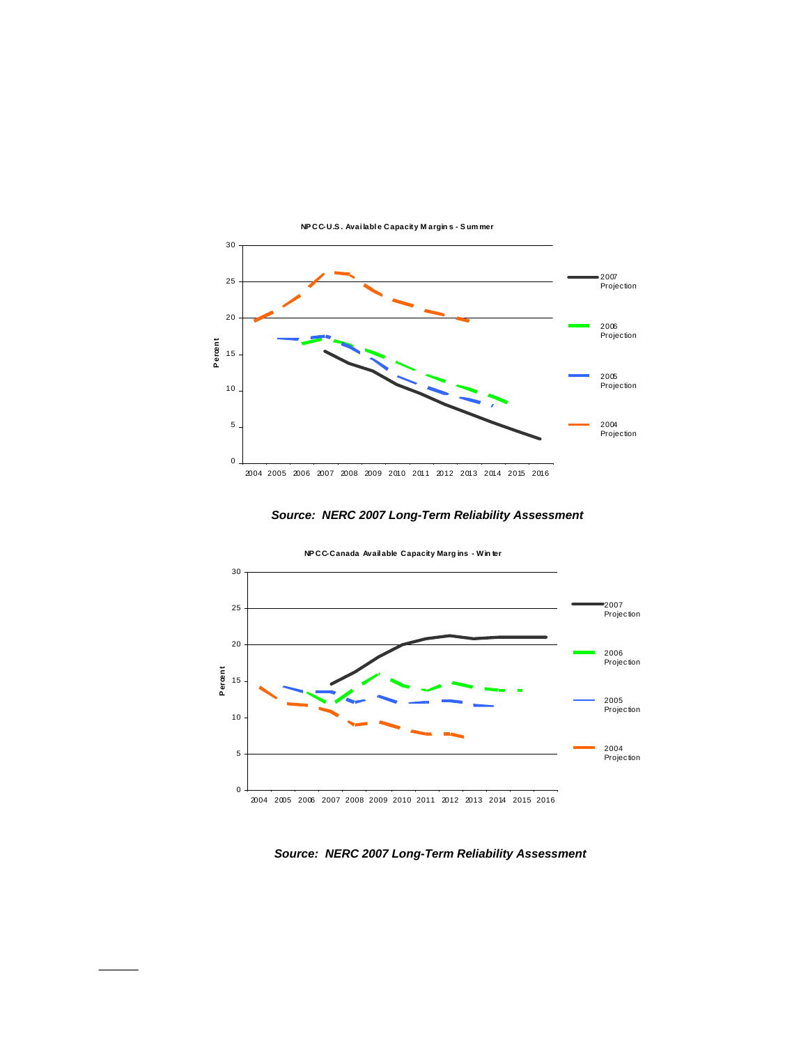**NPCC-U.S. Available Capacity Margins - Summer**

*Source: NERC 2007 Long-Term Reliability Assessment*

**NPCC-Canada Available Capacity Margins - Winter**

*Source: NERC 2007 Long-Term Reliability Assessment*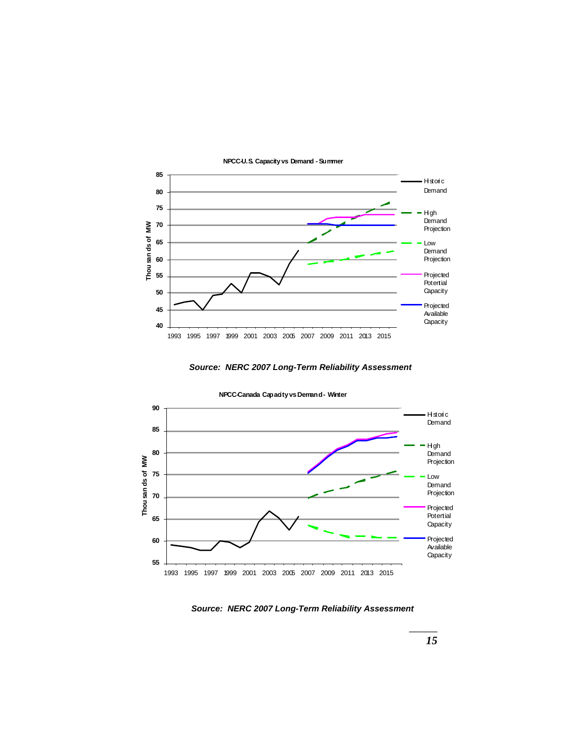**NPCC-U.S. Capacity vs Demand - Summer**

*Source: NERC 2007 Long-Term Reliability Assessment*

**NPCC-Canada Capacity vs Demand - Winter**

*Source: NERC 2007 Long-Term Reliability Assessment*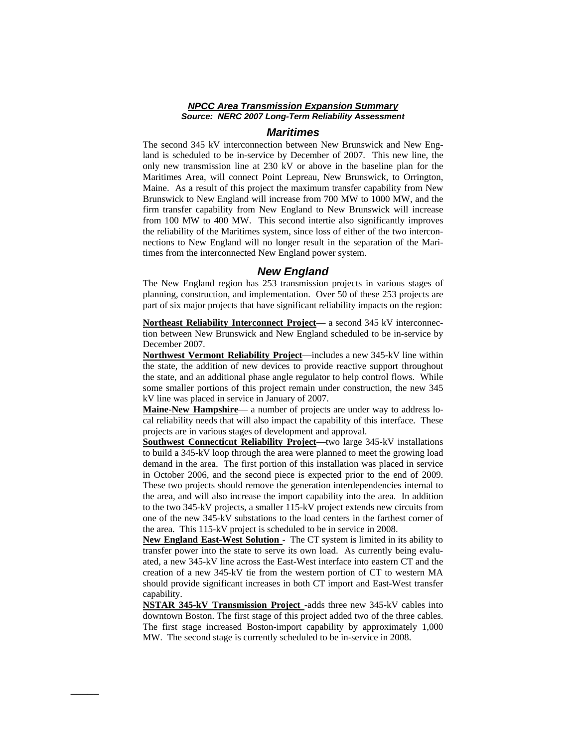***NPCC Area Transmission Expansion Summary***
***Source: NERC 2007 Long-Term Reliability Assessment***

## *Maritimes*

The second 345 kV interconnection between New Brunswick and New England is scheduled to be in-service by December of 2007. This new line, the only new transmission line at 230 kV or above in the baseline plan for the Maritimes Area, will connect Point Lepreau, New Brunswick, to Orrington, Maine. As a result of this project the maximum transfer capability from New Brunswick to New England will increase from 700 MW to 1000 MW, and the firm transfer capability from New England to New Brunswick will increase from 100 MW to 400 MW. This second intertie also significantly improves the reliability of the Maritimes system, since loss of either of the two interconnections to New England will no longer result in the separation of the Maritimes from the interconnected New England power system.

## *New England*

The New England region has 253 transmission projects in various stages of planning, construction, and implementation. Over 50 of these 253 projects are part of six major projects that have significant reliability impacts on the region:

**Northeast Reliability Interconnect Project**— a second 345 kV interconnection between New Brunswick and New England scheduled to be in-service by December 2007.

**Northwest Vermont Reliability Project**—includes a new 345-kV line within the state, the addition of new devices to provide reactive support throughout the state, and an additional phase angle regulator to help control flows. While some smaller portions of this project remain under construction, the new 345 kV line was placed in service in January of 2007.

**Maine-New Hampshire**— a number of projects are under way to address local reliability needs that will also impact the capability of this interface. These projects are in various stages of development and approval.

**Southwest Connecticut Reliability Project**—two large 345-kV installations to build a 345-kV loop through the area were planned to meet the growing load demand in the area. The first portion of this installation was placed in service in October 2006, and the second piece is expected prior to the end of 2009. These two projects should remove the generation interdependencies internal to the area, and will also increase the import capability into the area. In addition to the two 345-kV projects, a smaller 115-kV project extends new circuits from one of the new 345-kV substations to the load centers in the farthest corner of the area. This 115-kV project is scheduled to be in service in 2008.

**New England East-West Solution** - The CT system is limited in its ability to transfer power into the state to serve its own load. As currently being evaluated, a new 345-kV line across the East-West interface into eastern CT and the creation of a new 345-kV tie from the western portion of CT to western MA should provide significant increases in both CT import and East-West transfer capability.

**NSTAR 345-kV Transmission Project** -adds three new 345-kV cables into downtown Boston. The first stage of this project added two of the three cables. The first stage increased Boston-import capability by approximately 1,000 MW. The second stage is currently scheduled to be in-service in 2008.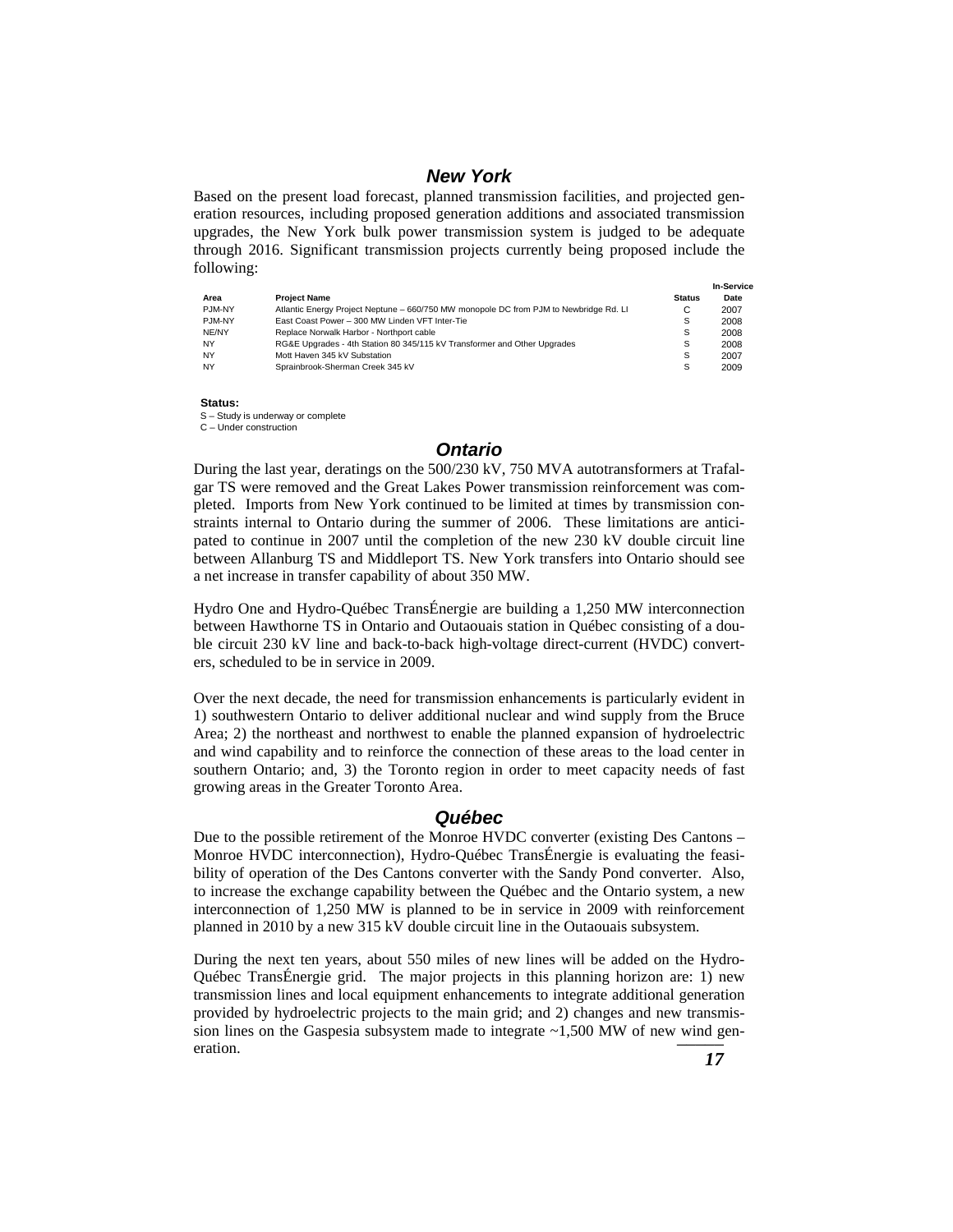## New York

Based on the present load forecast, planned transmission facilities, and projected generation resources, including proposed generation additions and associated transmission upgrades, the New York bulk power transmission system is judged to be adequate through 2016. Significant transmission projects currently being proposed include the following:

| Area | Project Name | Status | In-Service Date |
|---|---|---|---|
| PJM-NY | Atlantic Energy Project Neptune – 660/750 MW monopole DC from PJM to Newbridge Rd. LI | C | 2007 |
| PJM-NY | East Coast Power – 300 MW Linden VFT Inter-Tie | S | 2008 |
| NE/NY | Replace Norwalk Harbor - Northport cable | S | 2008 |
| NY | RG&E Upgrades - 4th Station 80 345/115 kV Transformer and Other Upgrades | S | 2008 |
| NY | Mott Haven 345 kV Substation | S | 2007 |
| NY | Sprainbrook-Sherman Creek 345 kV | S | 2009 |

**Status:**
S – Study is underway or complete
C – Under construction

## Ontario

During the last year, deratings on the 500/230 kV, 750 MVA autotransformers at Trafalgar TS were removed and the Great Lakes Power transmission reinforcement was completed. Imports from New York continued to be limited at times by transmission constraints internal to Ontario during the summer of 2006. These limitations are anticipated to continue in 2007 until the completion of the new 230 kV double circuit line between Allanburg TS and Middleport TS. New York transfers into Ontario should see a net increase in transfer capability of about 350 MW.

Hydro One and Hydro-Québec TransÉnergie are building a 1,250 MW interconnection between Hawthorne TS in Ontario and Outaouais station in Québec consisting of a double circuit 230 kV line and back-to-back high-voltage direct-current (HVDC) converters, scheduled to be in service in 2009.

Over the next decade, the need for transmission enhancements is particularly evident in 1) southwestern Ontario to deliver additional nuclear and wind supply from the Bruce Area; 2) the northeast and northwest to enable the planned expansion of hydroelectric and wind capability and to reinforce the connection of these areas to the load center in southern Ontario; and, 3) the Toronto region in order to meet capacity needs of fast growing areas in the Greater Toronto Area.

## Québec

Due to the possible retirement of the Monroe HVDC converter (existing Des Cantons – Monroe HVDC interconnection), Hydro-Québec TransÉnergie is evaluating the feasibility of operation of the Des Cantons converter with the Sandy Pond converter. Also, to increase the exchange capability between the Québec and the Ontario system, a new interconnection of 1,250 MW is planned to be in service in 2009 with reinforcement planned in 2010 by a new 315 kV double circuit line in the Outaouais subsystem.

During the next ten years, about 550 miles of new lines will be added on the Hydro-Québec TransÉnergie grid. The major projects in this planning horizon are: 1) new transmission lines and local equipment enhancements to integrate additional generation provided by hydroelectric projects to the main grid; and 2) changes and new transmission lines on the Gaspesia subsystem made to integrate ~1,500 MW of new wind generation.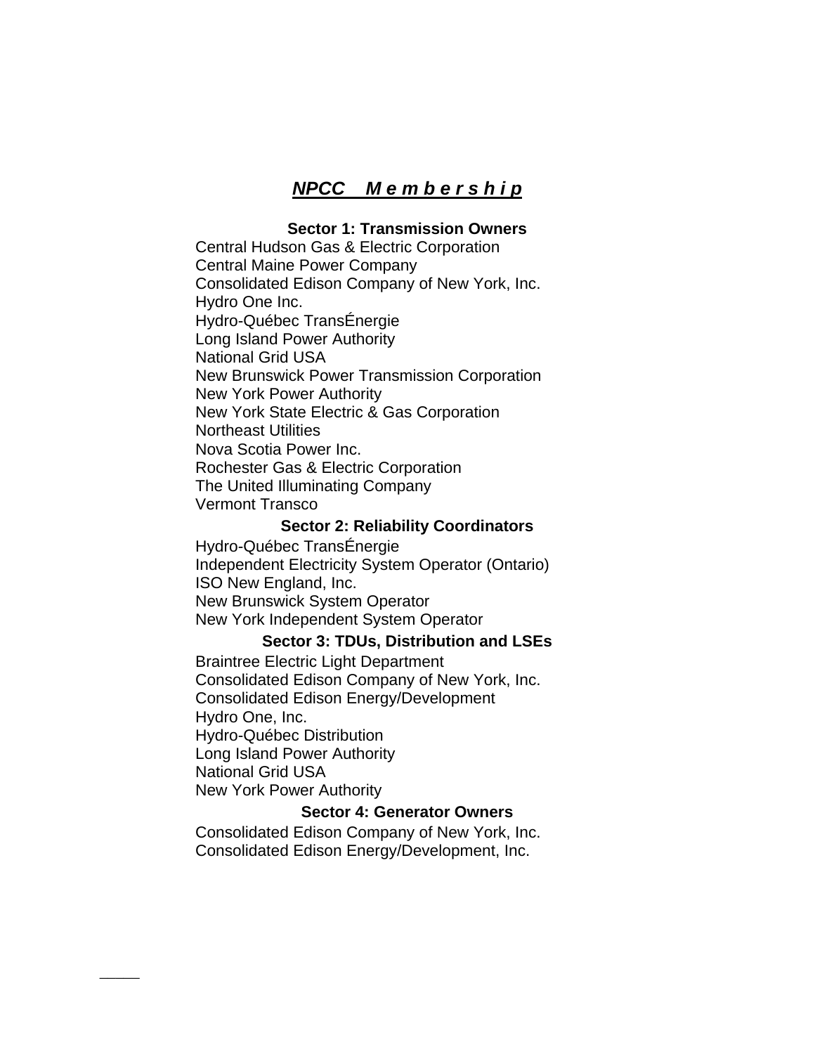# ***NPCC Membership***

### Sector 1: Transmission Owners

Central Hudson Gas & Electric Corporation
Central Maine Power Company
Consolidated Edison Company of New York, Inc.
Hydro One Inc.
Hydro-Québec TransÉnergie
Long Island Power Authority
National Grid USA
New Brunswick Power Transmission Corporation
New York Power Authority
New York State Electric & Gas Corporation
Northeast Utilities
Nova Scotia Power Inc.
Rochester Gas & Electric Corporation
The United Illuminating Company
Vermont Transco

### Sector 2: Reliability Coordinators

Hydro-Québec TransÉnergie
Independent Electricity System Operator (Ontario)
ISO New England, Inc.
New Brunswick System Operator
New York Independent System Operator

### Sector 3: TDUs, Distribution and LSEs

Braintree Electric Light Department
Consolidated Edison Company of New York, Inc.
Consolidated Edison Energy/Development
Hydro One, Inc.
Hydro-Québec Distribution
Long Island Power Authority
National Grid USA
New York Power Authority

### Sector 4: Generator Owners

Consolidated Edison Company of New York, Inc.
Consolidated Edison Energy/Development, Inc.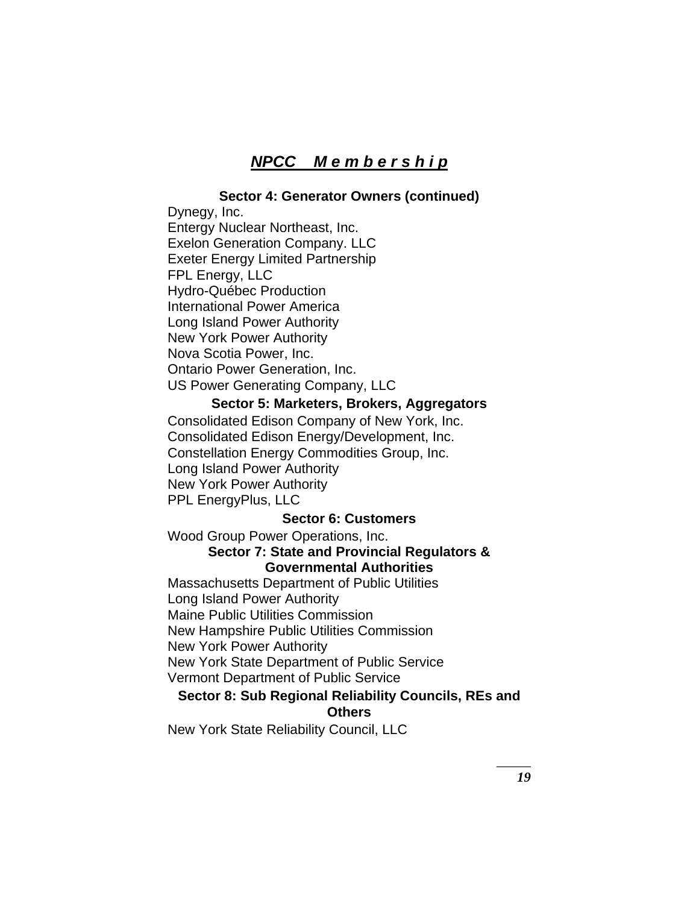## ***NPCC Membership***

**Sector 4: Generator Owners (continued)**

Dynegy, Inc.
Entergy Nuclear Northeast, Inc.
Exelon Generation Company. LLC
Exeter Energy Limited Partnership
FPL Energy, LLC
Hydro-Québec Production
International Power America
Long Island Power Authority
New York Power Authority
Nova Scotia Power, Inc.
Ontario Power Generation, Inc.
US Power Generating Company, LLC

**Sector 5: Marketers, Brokers, Aggregators**

Consolidated Edison Company of New York, Inc.
Consolidated Edison Energy/Development, Inc.
Constellation Energy Commodities Group, Inc.
Long Island Power Authority
New York Power Authority
PPL EnergyPlus, LLC

**Sector 6: Customers**

Wood Group Power Operations, Inc.

**Sector 7: State and Provincial Regulators & Governmental Authorities**

Massachusetts Department of Public Utilities
Long Island Power Authority
Maine Public Utilities Commission
New Hampshire Public Utilities Commission
New York Power Authority
New York State Department of Public Service
Vermont Department of Public Service

**Sector 8: Sub Regional Reliability Councils, REs and Others**

New York State Reliability Council, LLC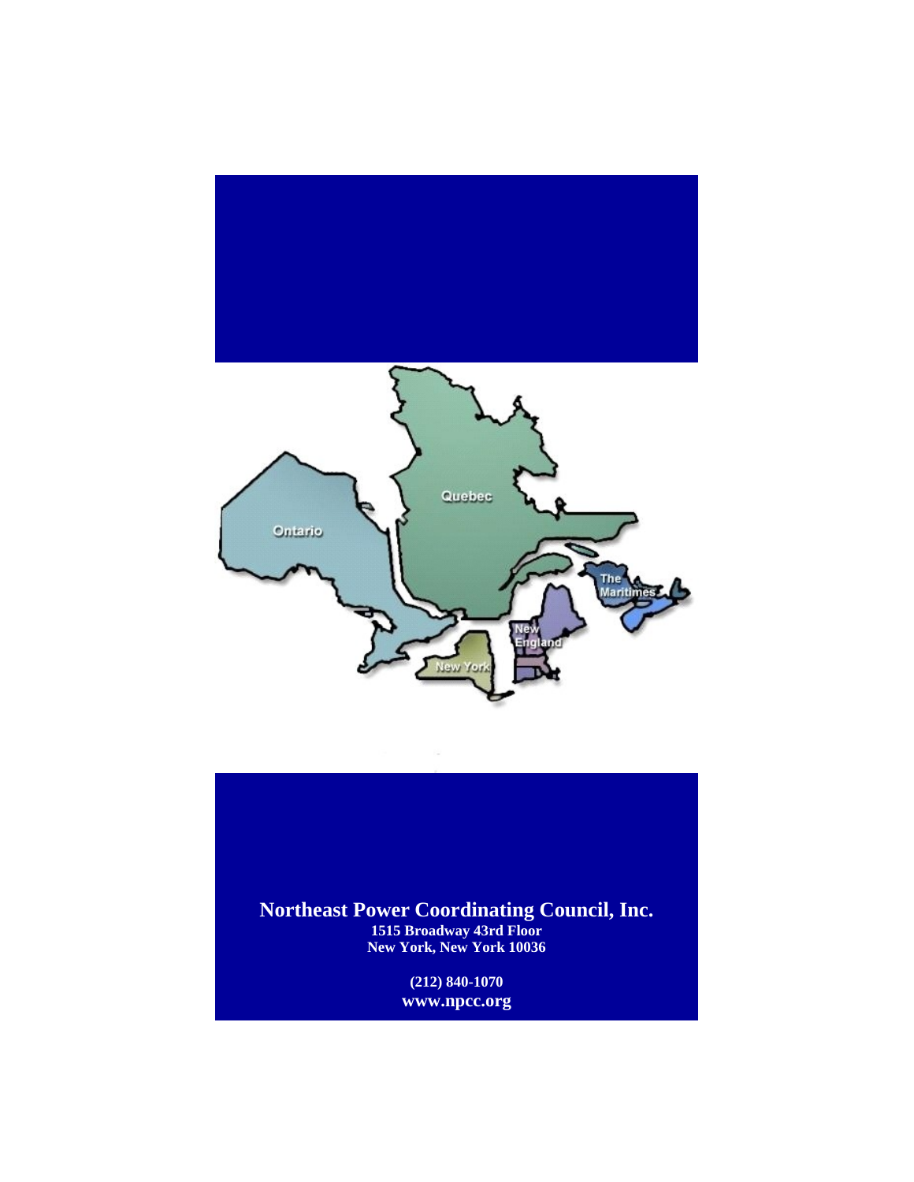**Northeast Power Coordinating Council, Inc.**
**1515 Broadway 43rd Floor**
**New York, New York 10036**

**(212) 840-1070**
**www.npcc.org**